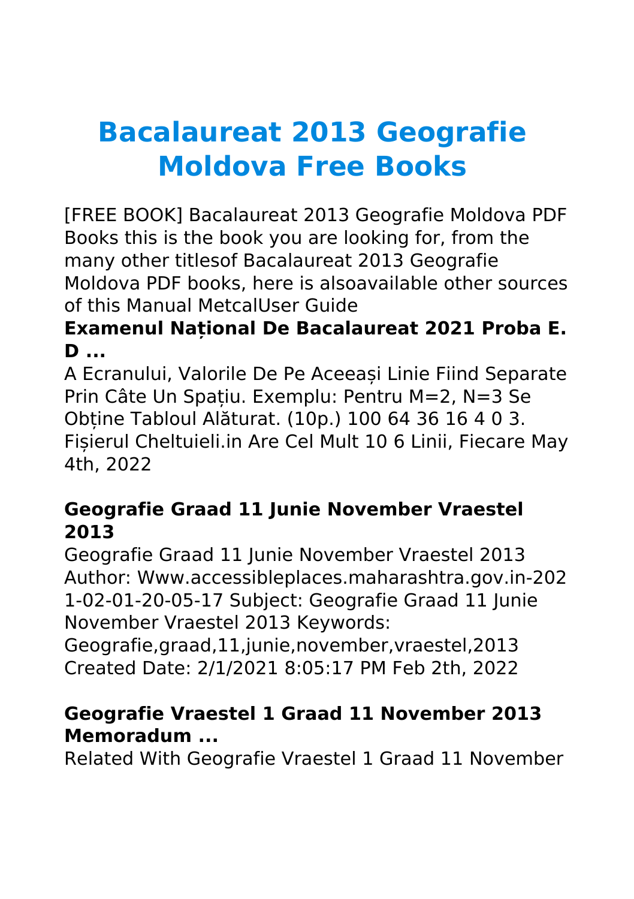# Bacalaureat 2013 Geografie Moldova Free Books

[FREE BOOK] Bacalaureat 2013 Geografie Moldova PDF Books this is the book you are looking for, from the many other titlesof Bacalaureat 2013 Geografie Moldova PDF books, here is alsoavailable other sources of this Manual MetcalUser Guide

### Examenul Național De Bacalaureat 2021 Proba E. D ...

A Ecranului, Valorile De Pe Aceeași Linie Fiind Separate Prin Câte Un Spațiu. Exemplu: Pentru M=2, N=3 Se Obține Tabloul Alăturat. (10p.) 100 64 36 16 4 0 3. Fișierul Cheltuieli.in Are Cel Mult 10 6 Linii, Fiecare May 4th, 2022

### Geografie Graad 11 Junie November Vraestel 2013

Geografie Graad 11 Junie November Vraestel 2013 Author: Www.accessibleplaces.maharashtra.gov.in-2021-02-01-20-05-17 Subject: Geografie Graad 11 Junie November Vraestel 2013 Keywords: Geografie,graad,11,junie,november,vraestel,2013 Created Date: 2/1/2021 8:05:17 PM Feb 2th, 2022

### Geografie Vraestel 1 Graad 11 November 2013 Memoradum ...

Related With Geografie Vraestel 1 Graad 11 November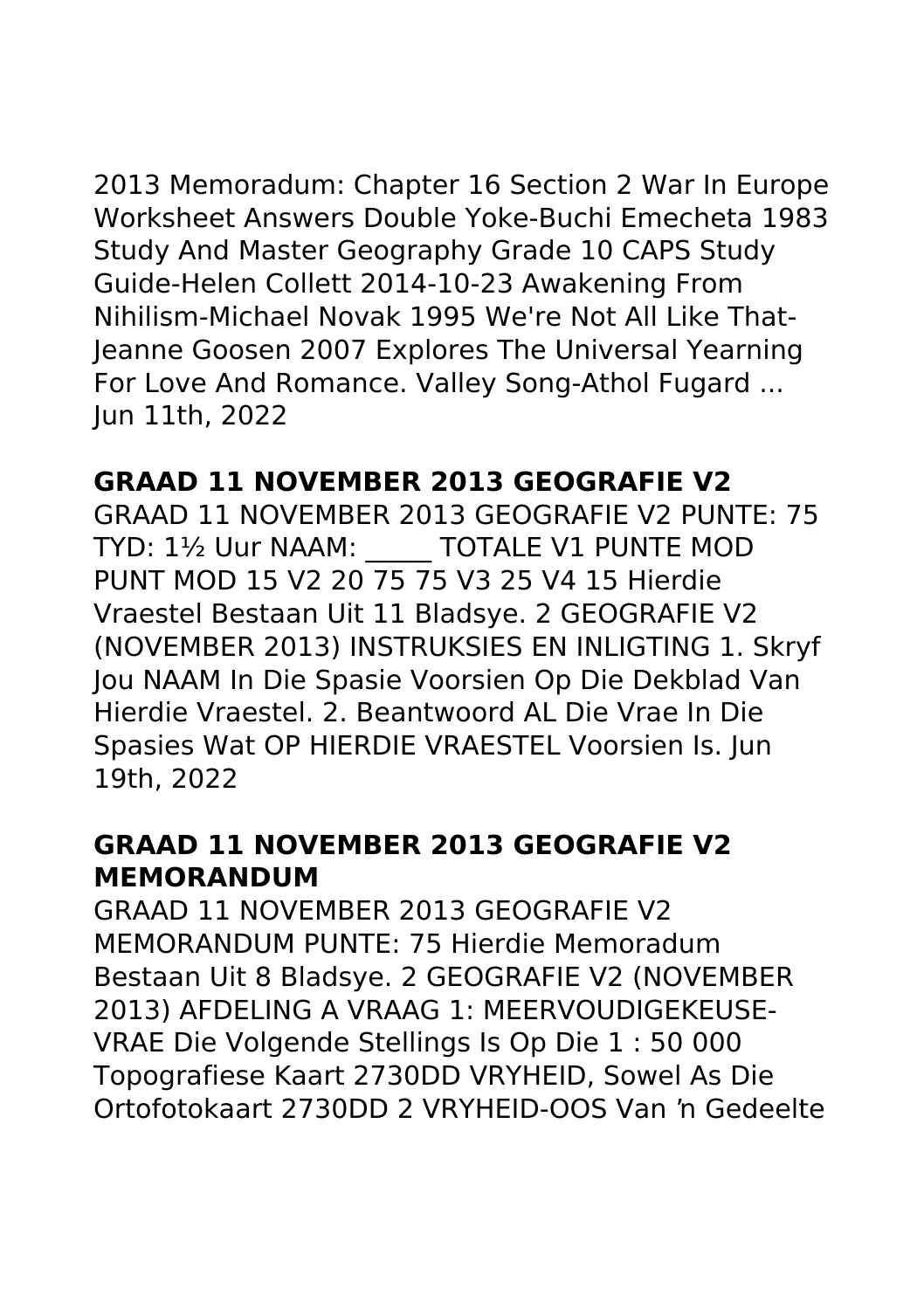2013 Memoradum: Chapter 16 Section 2 War In Europe Worksheet Answers Double Yoke-Buchi Emecheta 1983 Study And Master Geography Grade 10 CAPS Study Guide-Helen Collett 2014-10-23 Awakening From Nihilism-Michael Novak 1995 We're Not All Like That-Jeanne Goosen 2007 Explores The Universal Yearning For Love And Romance. Valley Song-Athol Fugard ... Jun 11th, 2022

## GRAAD 11 NOVEMBER 2013 GEOGRAFIE V2

GRAAD 11 NOVEMBER 2013 GEOGRAFIE V2 PUNTE: 75 TYD: 1½ Uur NAAM: _____ TOTALE V1 PUNTE MOD PUNT MOD 15 V2 20 75 75 V3 25 V4 15 Hierdie Vraestel Bestaan Uit 11 Bladsye. 2 GEOGRAFIE V2 (NOVEMBER 2013) INSTRUKSIES EN INLIGTING 1. Skryf Jou NAAM In Die Spasie Voorsien Op Die Dekblad Van Hierdie Vraestel. 2. Beantwoord AL Die Vrae In Die Spasies Wat OP HIERDIE VRAESTEL Voorsien Is. Jun 19th, 2022

## GRAAD 11 NOVEMBER 2013 GEOGRAFIE V2 MEMORANDUM

GRAAD 11 NOVEMBER 2013 GEOGRAFIE V2 MEMORANDUM PUNTE: 75 Hierdie Memoradum Bestaan Uit 8 Bladsye. 2 GEOGRAFIE V2 (NOVEMBER 2013) AFDELING A VRAAG 1: MEERVOUDIGEKEUSE-VRAE Die Volgende Stellings Is Op Die 1 : 50 000 Topografiese Kaart 2730DD VRYHEID, Sowel As Die Ortofotokaart 2730DD 2 VRYHEID-OOS Van 'n Gedeelte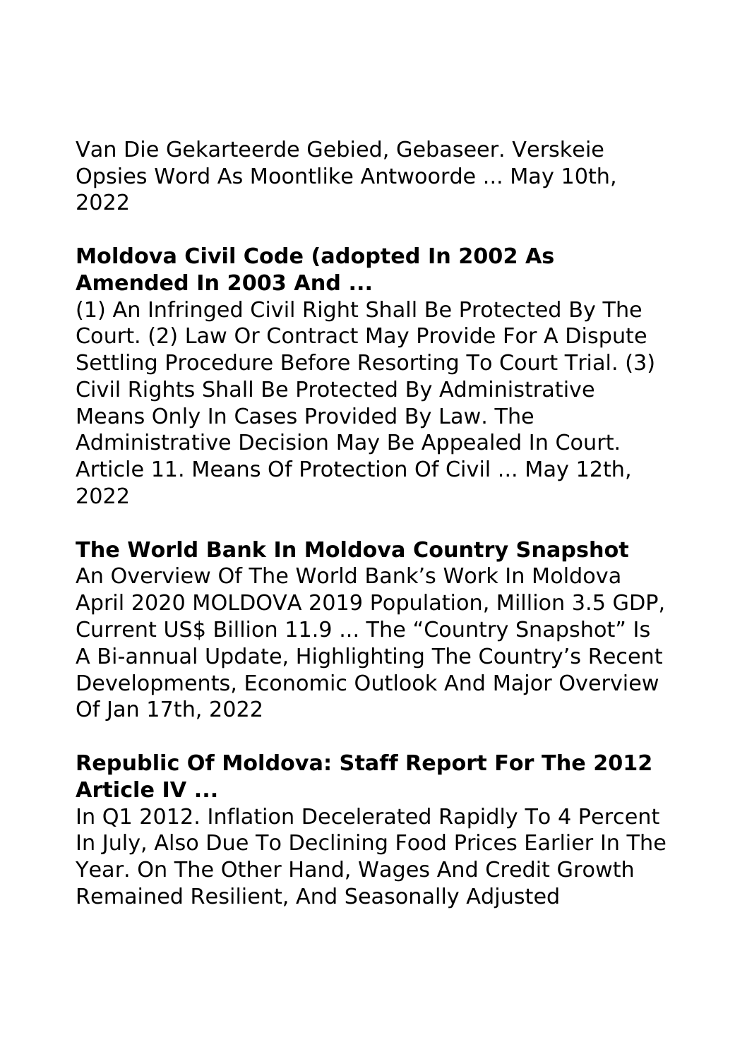Van Die Gekarteerde Gebied, Gebaseer. Verskeie Opsies Word As Moontlike Antwoorde ... May 10th, 2022

## Moldova Civil Code (adopted In 2002 As Amended In 2003 And ...

(1) An Infringed Civil Right Shall Be Protected By The Court. (2) Law Or Contract May Provide For A Dispute Settling Procedure Before Resorting To Court Trial. (3) Civil Rights Shall Be Protected By Administrative Means Only In Cases Provided By Law. The Administrative Decision May Be Appealed In Court. Article 11. Means Of Protection Of Civil ... May 12th, 2022

## The World Bank In Moldova Country Snapshot

An Overview Of The World Bank's Work In Moldova April 2020 MOLDOVA 2019 Population, Million 3.5 GDP, Current US$ Billion 11.9 ... The "Country Snapshot" Is A Bi-annual Update, Highlighting The Country's Recent Developments, Economic Outlook And Major Overview Of Jan 17th, 2022

## Republic Of Moldova: Staff Report For The 2012 Article IV ...

In Q1 2012. Inflation Decelerated Rapidly To 4 Percent In July, Also Due To Declining Food Prices Earlier In The Year. On The Other Hand, Wages And Credit Growth Remained Resilient, And Seasonally Adjusted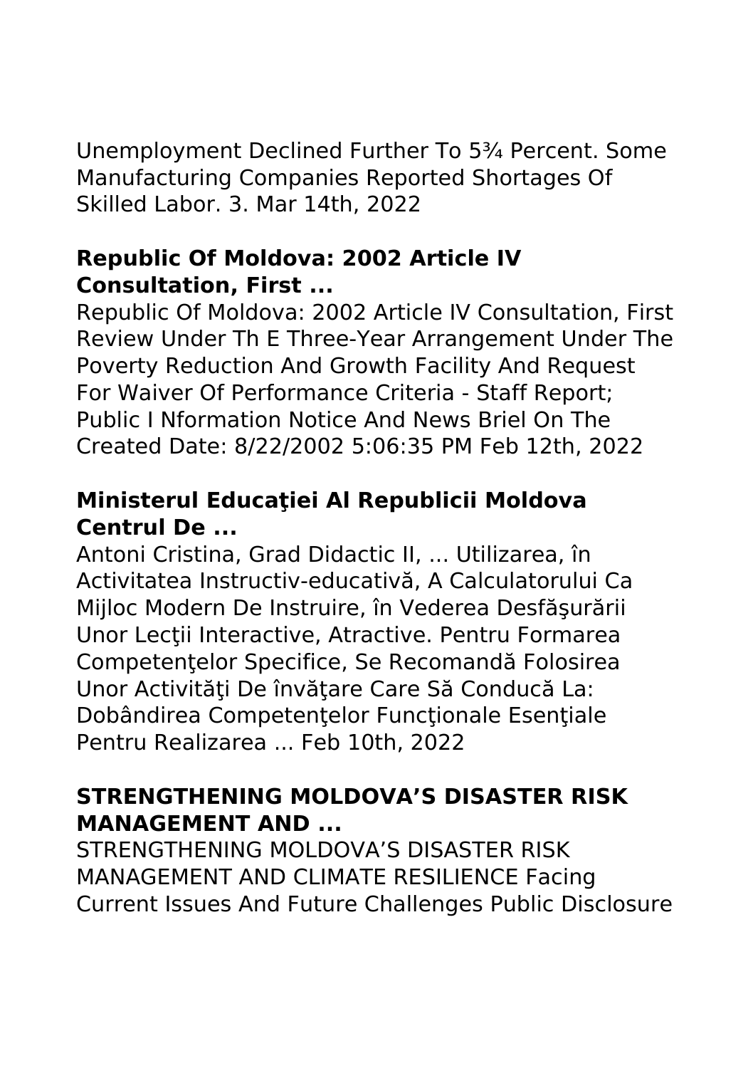Unemployment Declined Further To 5¾ Percent. Some Manufacturing Companies Reported Shortages Of Skilled Labor. 3. Mar 14th, 2022

## Republic Of Moldova: 2002 Article IV Consultation, First ...

Republic Of Moldova: 2002 Article IV Consultation, First Review Under Th E Three-Year Arrangement Under The Poverty Reduction And Growth Facility And Request For Waiver Of Performance Criteria - Staff Report; Public I Nformation Notice And News Briel On The Created Date: 8/22/2002 5:06:35 PM Feb 12th, 2022

## Ministerul Educaţiei Al Republicii Moldova Centrul De ...

Antoni Cristina, Grad Didactic II, ... Utilizarea, în Activitatea Instructiv-educativă, A Calculatorului Ca Mijloc Modern De Instruire, în Vederea Desfăşurării Unor Lecţii Interactive, Atractive. Pentru Formarea Competenţelor Specifice, Se Recomandă Folosirea Unor Activităţi De învăţare Care Să Conducă La: Dobândirea Competenţelor Funcţionale Esenţiale Pentru Realizarea ... Feb 10th, 2022

## STRENGTHENING MOLDOVA'S DISASTER RISK MANAGEMENT AND ...

STRENGTHENING MOLDOVA'S DISASTER RISK MANAGEMENT AND CLIMATE RESILIENCE Facing Current Issues And Future Challenges Public Disclosure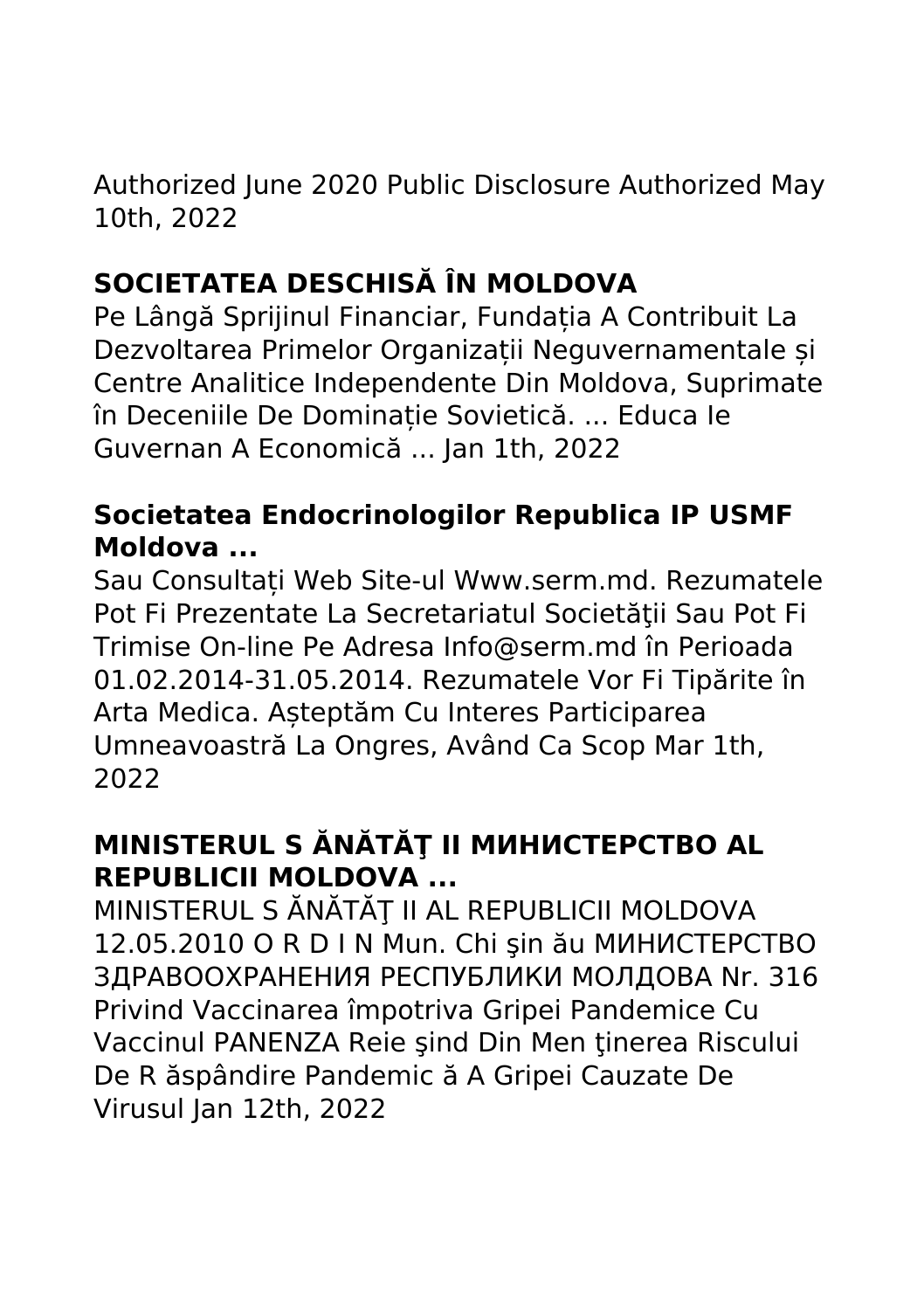Authorized June 2020 Public Disclosure Authorized May 10th, 2022

## SOCIETATEA DESCHISĂ ÎN MOLDOVA

Pe Lângă Sprijinul Financiar, Fundația A Contribuit La Dezvoltarea Primelor Organizații Neguvernamentale și Centre Analitice Independente Din Moldova, Suprimate în Deceniile De Dominație Sovietică. ... Educa Ie Guvernan A Economică ... Jan 1th, 2022

## Societatea Endocrinologilor Republica IP USMF Moldova ...

Sau Consultați Web Site-ul Www.serm.md. Rezumatele Pot Fi Prezentate La Secretariatul Societăţii Sau Pot Fi Trimise On-line Pe Adresa Info@serm.md în Perioada 01.02.2014-31.05.2014. Rezumatele Vor Fi Tipărite în Arta Medica. Așteptăm Cu Interes Participarea Umneavoastră La Ongres, Având Ca Scop Mar 1th, 2022

## MINISTERUL S ĂNĂTĂŢ II МИНИСТЕРСТВО AL REPUBLICII MOLDOVA ...

MINISTERUL S ĂNĂTĂŢ II AL REPUBLICII MOLDOVA 12.05.2010 O R D I N Mun. Chi şin ău МИНИСТЕРСТВО ЗДРАВООХРАНЕНИЯ РЕСПУБЛИКИ МОЛДОВА Nr. 316 Privind Vaccinarea împotriva Gripei Pandemice Cu Vaccinul PANENZA Reie şind Din Men ţinerea Riscului De R ăspândire Pandemic ă A Gripei Cauzate De Virusul Jan 12th, 2022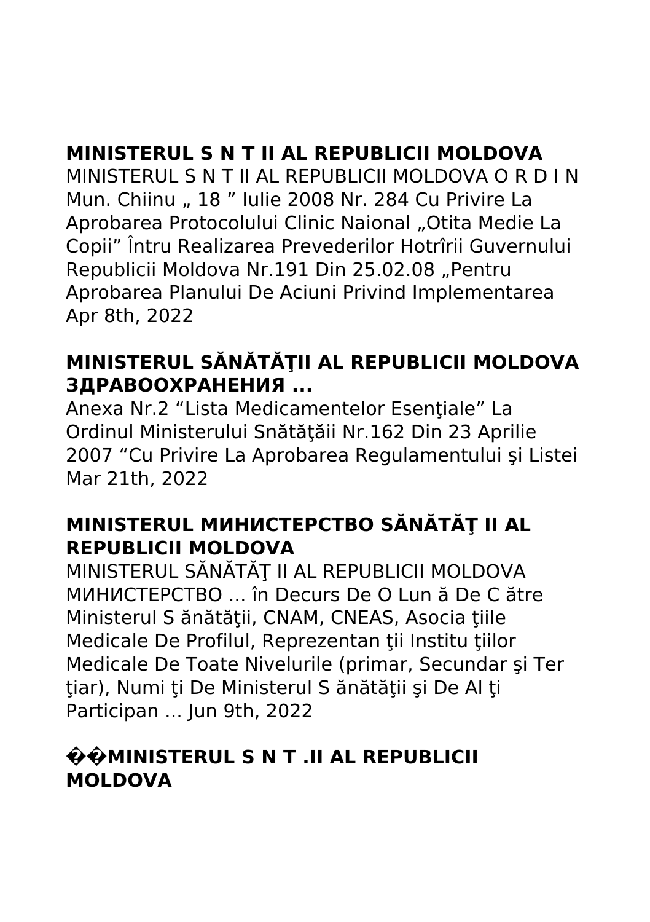## MINISTERUL S N T II AL REPUBLICII MOLDOVA

MINISTERUL S N T II AL REPUBLICII MOLDOVA O R D I N Mun. Chiinu „ 18 ” Iulie 2008 Nr. 284 Cu Privire La Aprobarea Protocolului Clinic Naional „Otita Medie La Copii” Întru Realizarea Prevederilor Hotrîrii Guvernului Republicii Moldova Nr.191 Din 25.02.08 „Pentru Aprobarea Planului De Aciuni Privind Implementarea Apr 8th, 2022

## MINISTERUL SĂNĂTĂŢII AL REPUBLICII MOLDOVA ЗДРАВООХРАНЕНИЯ ...

Anexa Nr.2 “Lista Medicamentelor Esenţiale” La Ordinul Ministerului Snătăţăii Nr.162 Din 23 Aprilie 2007 “Cu Privire La Aprobarea Regulamentului şi Listei Mar 21th, 2022

## MINISTERUL МИНИСТЕРСТВО SĂNĂTĂŢ II AL REPUBLICII MOLDOVA

MINISTERUL SĂNĂTĂŢ II AL REPUBLICII MOLDOVA МИНИСТЕРСТВО ... în Decurs De O Lun ă De C ătre Ministerul S ănătăţii, CNAM, CNEAS, Asocia ţiile Medicale De Profilul, Reprezentan ţii Institu ţiilor Medicale De Toate Nivelurile (primar, Secundar şi Ter ţiar), Numi ţi De Ministerul S ănătăţii şi De Al ţi Participan ... Jun 9th, 2022

## ��MINISTERUL S N T .II AL REPUBLICII MOLDOVA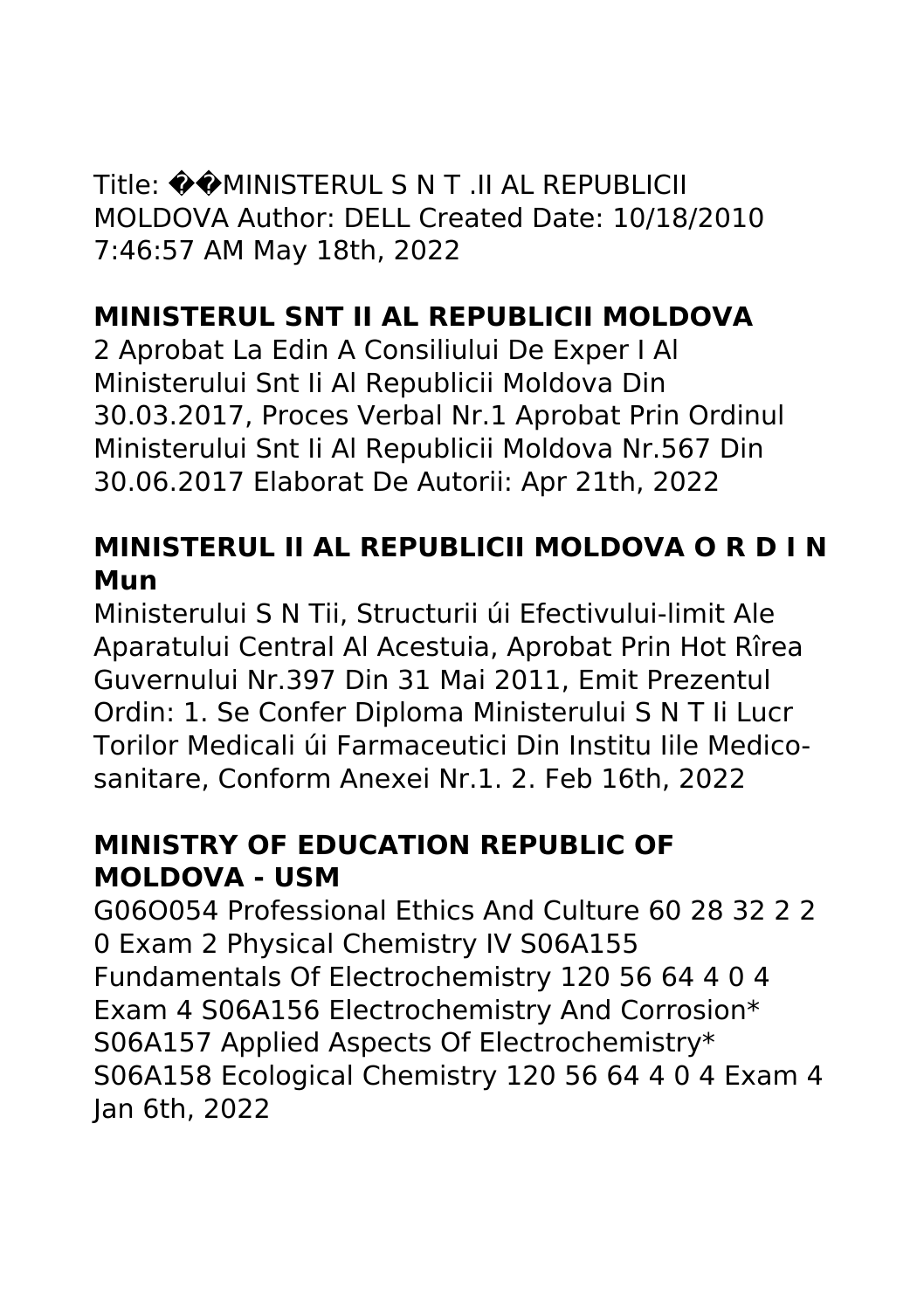Title: ��MINISTERUL S N T .II AL REPUBLICII MOLDOVA Author: DELL Created Date: 10/18/2010 7:46:57 AM May 18th, 2022

## MINISTERUL SNT II AL REPUBLICII MOLDOVA

2 Aprobat La Edin A Consiliului De Exper I Al Ministerului Snt Ii Al Republicii Moldova Din 30.03.2017, Proces Verbal Nr.1 Aprobat Prin Ordinul Ministerului Snt Ii Al Republicii Moldova Nr.567 Din 30.06.2017 Elaborat De Autorii: Apr 21th, 2022

## MINISTERUL II AL REPUBLICII MOLDOVA O R D I N Mun

Ministerului S N Tii, Structurii úi Efectivului-limit Ale Aparatului Central Al Acestuia, Aprobat Prin Hot Rîrea Guvernului Nr.397 Din 31 Mai 2011, Emit Prezentul Ordin: 1. Se Confer Diploma Ministerului S N T Ii Lucr Torilor Medicali úi Farmaceutici Din Institu Iile Medico-sanitare, Conform Anexei Nr.1. 2. Feb 16th, 2022

## MINISTRY OF EDUCATION REPUBLIC OF MOLDOVA - USM

G06O054 Professional Ethics And Culture 60 28 32 2 2 0 Exam 2 Physical Chemistry IV S06A155 Fundamentals Of Electrochemistry 120 56 64 4 0 4 Exam 4 S06A156 Electrochemistry And Corrosion* S06A157 Applied Aspects Of Electrochemistry* S06A158 Ecological Chemistry 120 56 64 4 0 4 Exam 4 Jan 6th, 2022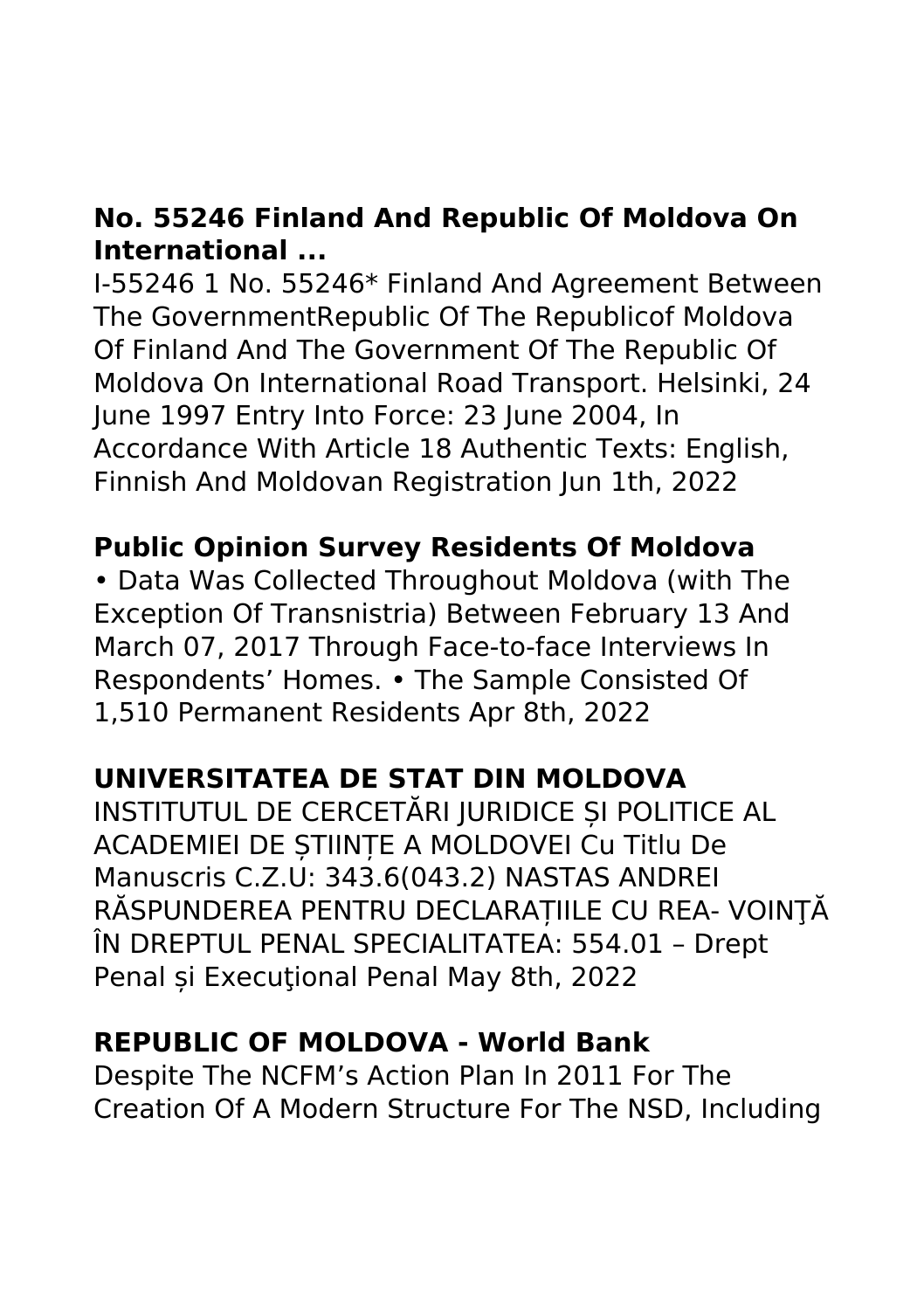### **No. 55246 Finland And Republic Of Moldova On International ...**

I-55246 1 No. 55246* Finland And Agreement Between The GovernmentRepublic Of The Republicof Moldova Of Finland And The Government Of The Republic Of Moldova On International Road Transport. Helsinki, 24 June 1997 Entry Into Force: 23 June 2004, In Accordance With Article 18 Authentic Texts: English, Finnish And Moldovan Registration Jun 1th, 2022

### **Public Opinion Survey Residents Of Moldova**

• Data Was Collected Throughout Moldova (with The Exception Of Transnistria) Between February 13 And March 07, 2017 Through Face-to-face Interviews In Respondents' Homes. • The Sample Consisted Of 1,510 Permanent Residents Apr 8th, 2022

### **UNIVERSITATEA DE STAT DIN MOLDOVA**

INSTITUTUL DE CERCETĂRI JURIDICE ȘI POLITICE AL ACADEMIEI DE ȘTIINȚE A MOLDOVEI Cu Titlu De Manuscris C.Z.U: 343.6(043.2) NASTAS ANDREI RĂSPUNDEREA PENTRU DECLARAȚIILE CU REA- VOINŢĂ ÎN DREPTUL PENAL SPECIALITATEA: 554.01 – Drept Penal și Execuţional Penal May 8th, 2022

### **REPUBLIC OF MOLDOVA - World Bank**

Despite The NCFM's Action Plan In 2011 For The Creation Of A Modern Structure For The NSD, Including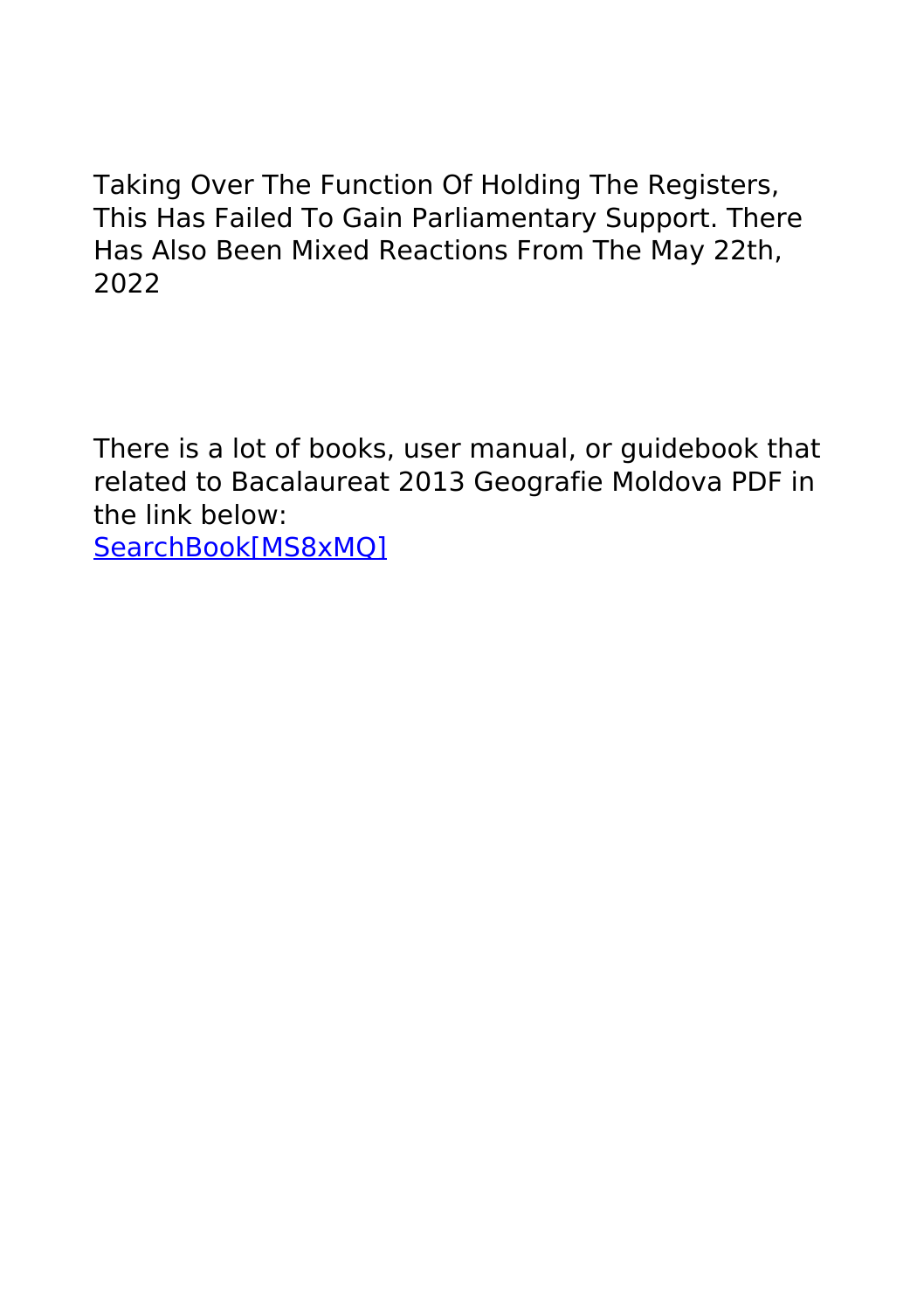Taking Over The Function Of Holding The Registers, This Has Failed To Gain Parliamentary Support. There Has Also Been Mixed Reactions From The May 22th, 2022

There is a lot of books, user manual, or guidebook that related to Bacalaureat 2013 Geografie Moldova PDF in the link below:
SearchBook[MS8xMQ]